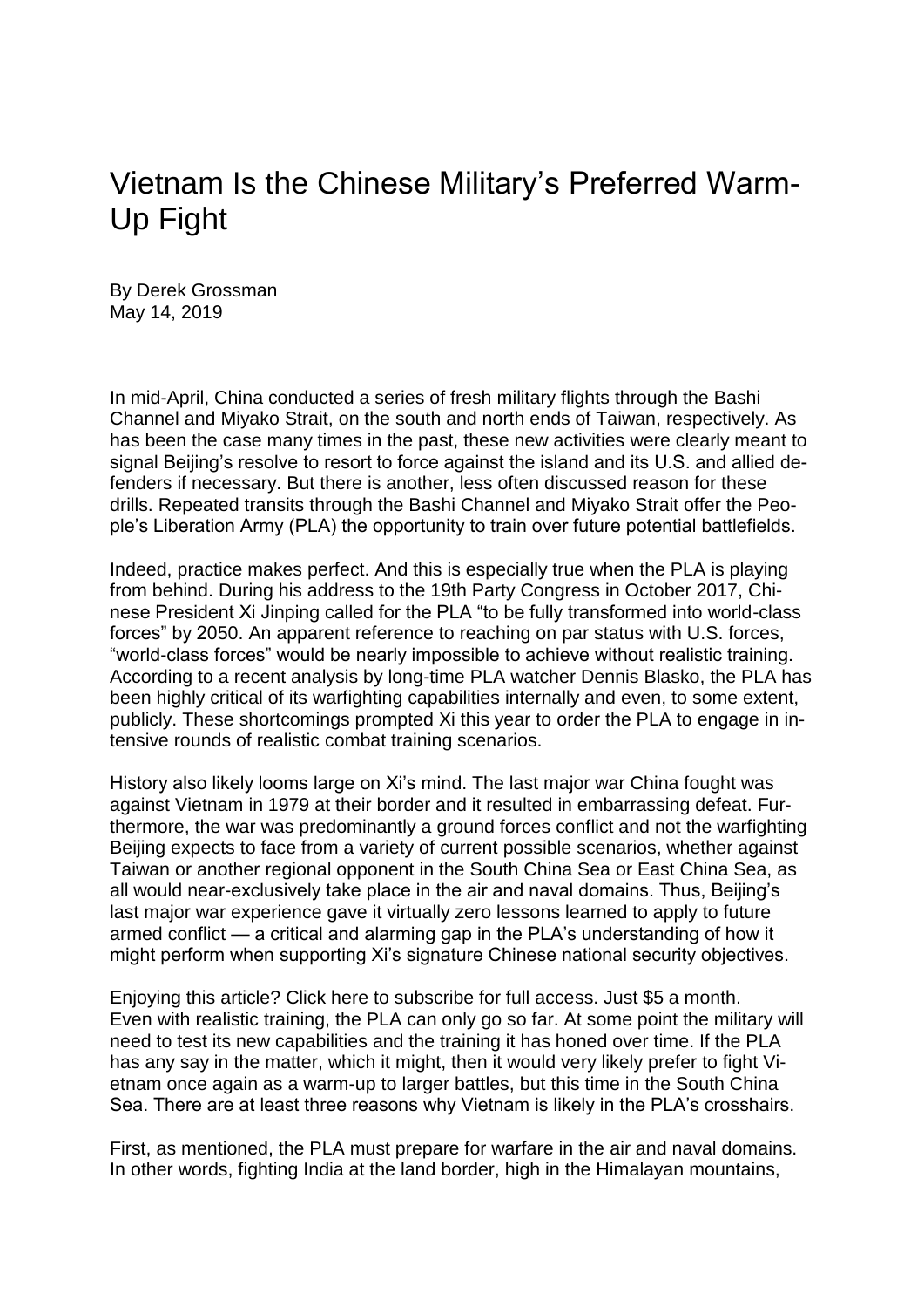# Vietnam Is the Chinese Military's Preferred Warm-Up Fight

By Derek Grossman
May 14, 2019

In mid-April, China conducted a series of fresh military flights through the Bashi Channel and Miyako Strait, on the south and north ends of Taiwan, respectively. As has been the case many times in the past, these new activities were clearly meant to signal Beijing's resolve to resort to force against the island and its U.S. and allied defenders if necessary. But there is another, less often discussed reason for these drills. Repeated transits through the Bashi Channel and Miyako Strait offer the People's Liberation Army (PLA) the opportunity to train over future potential battlefields.

Indeed, practice makes perfect. And this is especially true when the PLA is playing from behind. During his address to the 19th Party Congress in October 2017, Chinese President Xi Jinping called for the PLA "to be fully transformed into world-class forces" by 2050. An apparent reference to reaching on par status with U.S. forces, "world-class forces" would be nearly impossible to achieve without realistic training. According to a recent analysis by long-time PLA watcher Dennis Blasko, the PLA has been highly critical of its warfighting capabilities internally and even, to some extent, publicly. These shortcomings prompted Xi this year to order the PLA to engage in intensive rounds of realistic combat training scenarios.

History also likely looms large on Xi's mind. The last major war China fought was against Vietnam in 1979 at their border and it resulted in embarrassing defeat. Furthermore, the war was predominantly a ground forces conflict and not the warfighting Beijing expects to face from a variety of current possible scenarios, whether against Taiwan or another regional opponent in the South China Sea or East China Sea, as all would near-exclusively take place in the air and naval domains. Thus, Beijing's last major war experience gave it virtually zero lessons learned to apply to future armed conflict — a critical and alarming gap in the PLA's understanding of how it might perform when supporting Xi's signature Chinese national security objectives.

Enjoying this article? Click here to subscribe for full access. Just $5 a month.

Even with realistic training, the PLA can only go so far. At some point the military will need to test its new capabilities and the training it has honed over time. If the PLA has any say in the matter, which it might, then it would very likely prefer to fight Vietnam once again as a warm-up to larger battles, but this time in the South China Sea. There are at least three reasons why Vietnam is likely in the PLA's crosshairs.

First, as mentioned, the PLA must prepare for warfare in the air and naval domains. In other words, fighting India at the land border, high in the Himalayan mountains,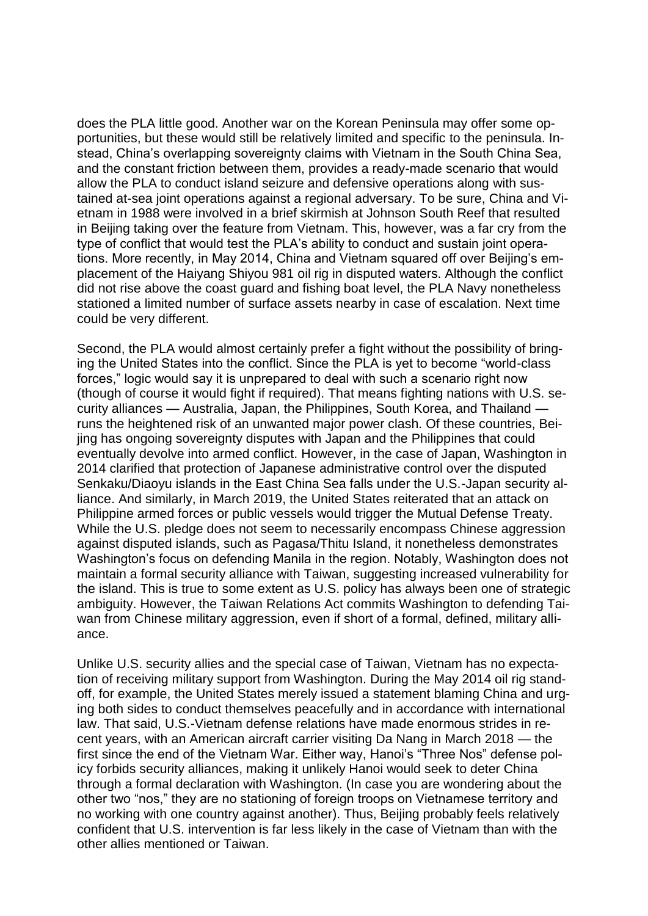does the PLA little good. Another war on the Korean Peninsula may offer some opportunities, but these would still be relatively limited and specific to the peninsula. Instead, China's overlapping sovereignty claims with Vietnam in the South China Sea, and the constant friction between them, provides a ready-made scenario that would allow the PLA to conduct island seizure and defensive operations along with sustained at-sea joint operations against a regional adversary. To be sure, China and Vietnam in 1988 were involved in a brief skirmish at Johnson South Reef that resulted in Beijing taking over the feature from Vietnam. This, however, was a far cry from the type of conflict that would test the PLA's ability to conduct and sustain joint operations. More recently, in May 2014, China and Vietnam squared off over Beijing's emplacement of the Haiyang Shiyou 981 oil rig in disputed waters. Although the conflict did not rise above the coast guard and fishing boat level, the PLA Navy nonetheless stationed a limited number of surface assets nearby in case of escalation. Next time could be very different.

Second, the PLA would almost certainly prefer a fight without the possibility of bringing the United States into the conflict. Since the PLA is yet to become "world-class forces," logic would say it is unprepared to deal with such a scenario right now (though of course it would fight if required). That means fighting nations with U.S. security alliances — Australia, Japan, the Philippines, South Korea, and Thailand — runs the heightened risk of an unwanted major power clash. Of these countries, Beijing has ongoing sovereignty disputes with Japan and the Philippines that could eventually devolve into armed conflict. However, in the case of Japan, Washington in 2014 clarified that protection of Japanese administrative control over the disputed Senkaku/Diaoyu islands in the East China Sea falls under the U.S.-Japan security alliance. And similarly, in March 2019, the United States reiterated that an attack on Philippine armed forces or public vessels would trigger the Mutual Defense Treaty. While the U.S. pledge does not seem to necessarily encompass Chinese aggression against disputed islands, such as Pagasa/Thitu Island, it nonetheless demonstrates Washington's focus on defending Manila in the region. Notably, Washington does not maintain a formal security alliance with Taiwan, suggesting increased vulnerability for the island. This is true to some extent as U.S. policy has always been one of strategic ambiguity. However, the Taiwan Relations Act commits Washington to defending Taiwan from Chinese military aggression, even if short of a formal, defined, military alliance.

Unlike U.S. security allies and the special case of Taiwan, Vietnam has no expectation of receiving military support from Washington. During the May 2014 oil rig standoff, for example, the United States merely issued a statement blaming China and urging both sides to conduct themselves peacefully and in accordance with international law. That said, U.S.-Vietnam defense relations have made enormous strides in recent years, with an American aircraft carrier visiting Da Nang in March 2018 — the first since the end of the Vietnam War. Either way, Hanoi's "Three Nos" defense policy forbids security alliances, making it unlikely Hanoi would seek to deter China through a formal declaration with Washington. (In case you are wondering about the other two "nos," they are no stationing of foreign troops on Vietnamese territory and no working with one country against another). Thus, Beijing probably feels relatively confident that U.S. intervention is far less likely in the case of Vietnam than with the other allies mentioned or Taiwan.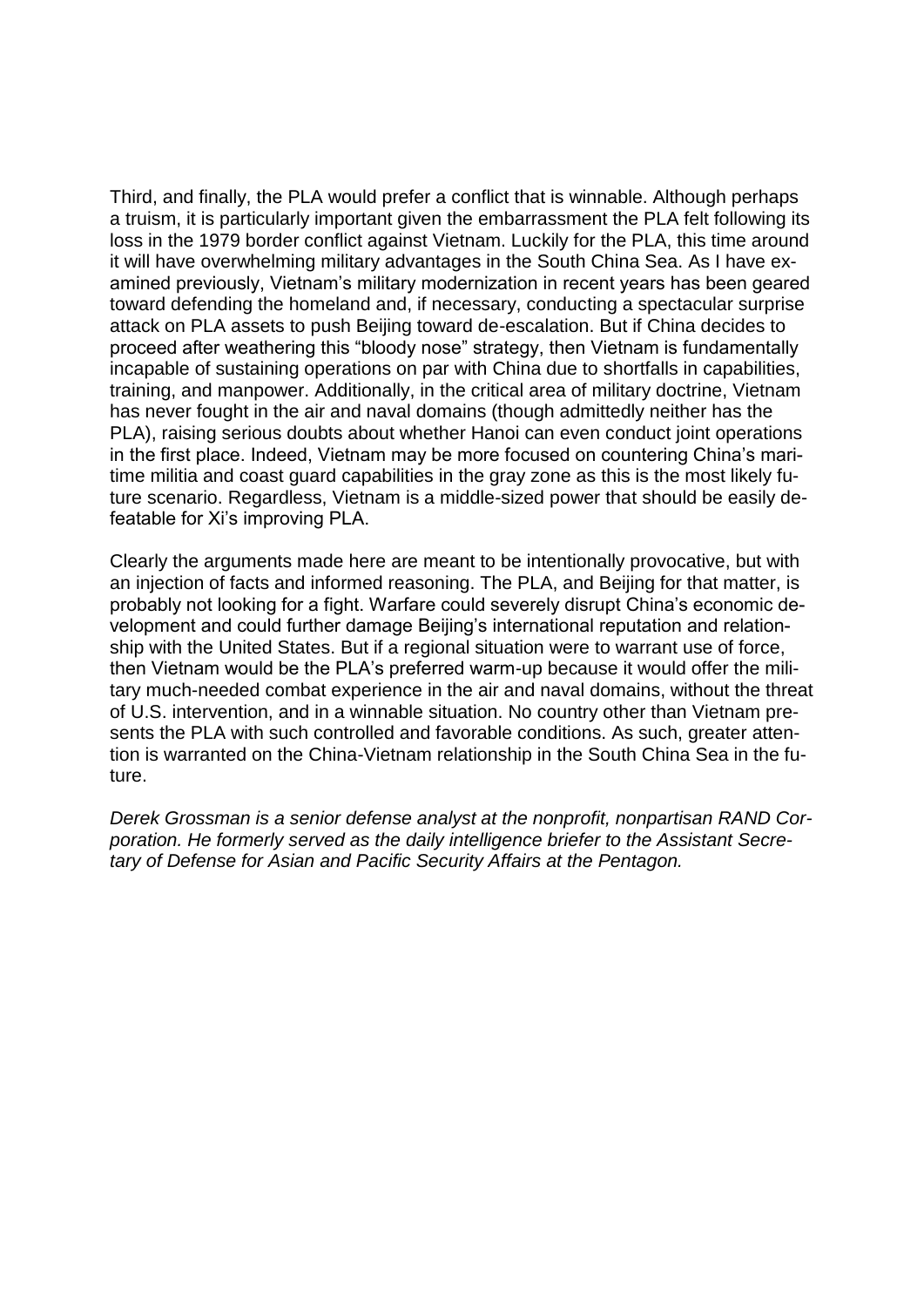Third, and finally, the PLA would prefer a conflict that is winnable. Although perhaps a truism, it is particularly important given the embarrassment the PLA felt following its loss in the 1979 border conflict against Vietnam. Luckily for the PLA, this time around it will have overwhelming military advantages in the South China Sea. As I have examined previously, Vietnam's military modernization in recent years has been geared toward defending the homeland and, if necessary, conducting a spectacular surprise attack on PLA assets to push Beijing toward de-escalation. But if China decides to proceed after weathering this "bloody nose" strategy, then Vietnam is fundamentally incapable of sustaining operations on par with China due to shortfalls in capabilities, training, and manpower. Additionally, in the critical area of military doctrine, Vietnam has never fought in the air and naval domains (though admittedly neither has the PLA), raising serious doubts about whether Hanoi can even conduct joint operations in the first place. Indeed, Vietnam may be more focused on countering China's maritime militia and coast guard capabilities in the gray zone as this is the most likely future scenario. Regardless, Vietnam is a middle-sized power that should be easily defeatable for Xi's improving PLA.

Clearly the arguments made here are meant to be intentionally provocative, but with an injection of facts and informed reasoning. The PLA, and Beijing for that matter, is probably not looking for a fight. Warfare could severely disrupt China's economic development and could further damage Beijing's international reputation and relationship with the United States. But if a regional situation were to warrant use of force, then Vietnam would be the PLA's preferred warm-up because it would offer the military much-needed combat experience in the air and naval domains, without the threat of U.S. intervention, and in a winnable situation. No country other than Vietnam presents the PLA with such controlled and favorable conditions. As such, greater attention is warranted on the China-Vietnam relationship in the South China Sea in the future.

*Derek Grossman is a senior defense analyst at the nonprofit, nonpartisan RAND Corporation. He formerly served as the daily intelligence briefer to the Assistant Secretary of Defense for Asian and Pacific Security Affairs at the Pentagon.*